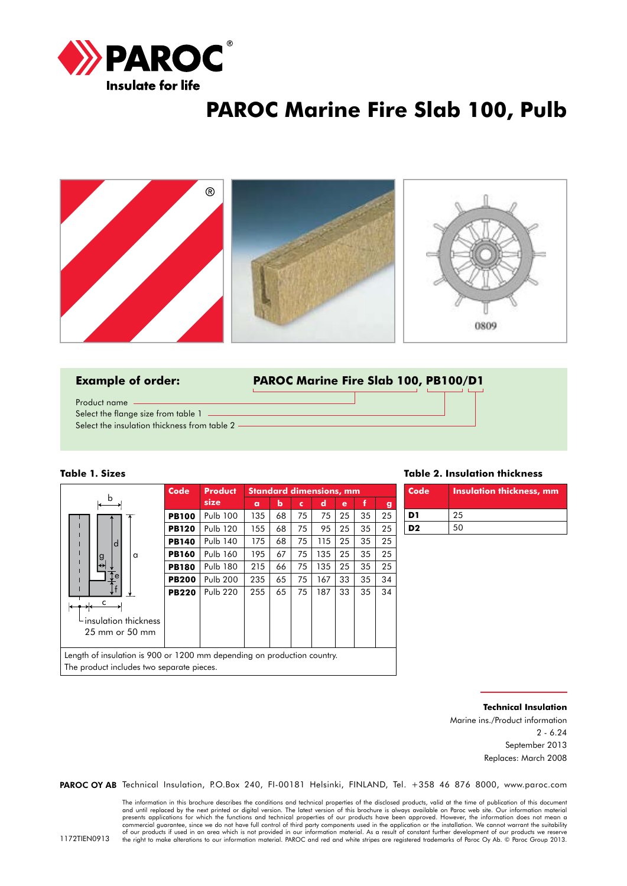# PAROC Marine Fire Slab 100, Pulb

**Example of order:** **PAROC Marine Fire Slab 100, PB100/D1**

Product name

Select the flange size from table 1

Select the insulation thickness from table 2

### Table 1. Sizes

| Code | Product size | Standard dimensions, mm | | | | | | |
|---|---|---|---|---|---|---|---|---|
| | | a | b | c | d | e | f | g |
| **PB100** | Pulb 100 | 135 | 68 | 75 | 75 | 25 | 35 | 25 |
| **PB120** | Pulb 120 | 155 | 68 | 75 | 95 | 25 | 35 | 25 |
| **PB140** | Pulb 140 | 175 | 68 | 75 | 115 | 25 | 35 | 25 |
| **PB160** | Pulb 160 | 195 | 67 | 75 | 135 | 25 | 35 | 25 |
| **PB180** | Pulb 180 | 215 | 66 | 75 | 135 | 25 | 35 | 25 |
| **PB200** | Pulb 200 | 235 | 65 | 75 | 167 | 33 | 35 | 34 |
| **PB220** | Pulb 220 | 255 | 65 | 75 | 187 | 33 | 35 | 34 |

insulation thickness 25 mm or 50 mm

Length of insulation is 900 or 1200 mm depending on production country.
The product includes two separate pieces.

### Table 2. Insulation thickness

| Code | Insulation thickness, mm |
|---|---|
| **D1** | 25 |
| **D2** | 50 |

**Technical Insulation**
Marine ins./Product information
2 - 6.24
September 2013
Replaces: March 2008

**PAROC OY AB** Technical Insulation, P.O.Box 240, FI-00181 Helsinki, FINLAND, Tel. +358 46 876 8000, www.paroc.com

The information in this brochure describes the conditions and technical properties of the disclosed products, valid at the time of publication of this document and until replaced by the next printed or digital version. The latest version of this brochure is always available on Paroc web site. Our information material presents applications for which the functions and technical properties of our products have been approved. However, the information does not mean a commercial guarantee, since we do not have full control of third party components used in the application or the installation. We cannot warrant the suitability of our products if used in an area which is not provided in our information material. As a result of constant further development of our products we reserve the right to make alterations to our information material. PAROC and red and white stripes are registered trademarks of Paroc Oy Ab. © Paroc Group 2013.

1172TIEN0913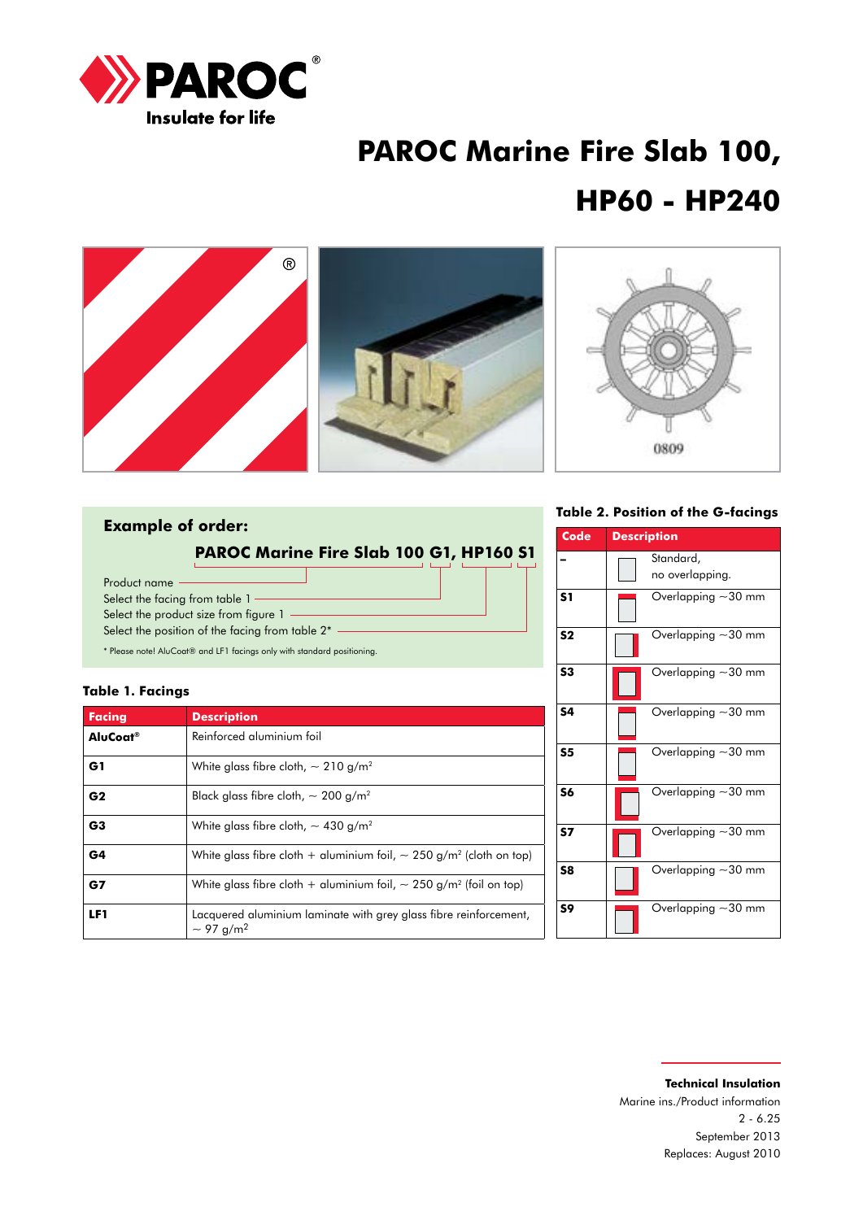# PAROC Marine Fire Slab 100, HP60 - HP240

## Example of order:

**PAROC Marine Fire Slab 100 G1, HP160 S1**

- Product name
- Select the facing from table 1
- Select the product size from figure 1
- Select the position of the facing from table 2*

* Please note! AluCoat® and LF1 facings only with standard positioning.

### Table 1. Facings

| Facing | Description |
|---|---|
| **AluCoat®** | Reinforced aluminium foil |
| **G1** | White glass fibre cloth, ~ 210 g/m² |
| **G2** | Black glass fibre cloth, ~ 200 g/m² |
| **G3** | White glass fibre cloth, ~ 430 g/m² |
| **G4** | White glass fibre cloth + aluminium foil, ~ 250 g/m² (cloth on top) |
| **G7** | White glass fibre cloth + aluminium foil, ~ 250 g/m² (foil on top) |
| **LF1** | Lacquered aluminium laminate with grey glass fibre reinforcement, ~ 97 g/m² |

### Table 2. Position of the G-facings

| Code | Description |
|---|---|
| **–** | Standard, no overlapping. |
| **S1** | Overlapping ~30 mm |
| **S2** | Overlapping ~30 mm |
| **S3** | Overlapping ~30 mm |
| **S4** | Overlapping ~30 mm |
| **S5** | Overlapping ~30 mm |
| **S6** | Overlapping ~30 mm |
| **S7** | Overlapping ~30 mm |
| **S8** | Overlapping ~30 mm |
| **S9** | Overlapping ~30 mm |

**Technical Insulation**
Marine ins./Product information
2 - 6.25
September 2013
Replaces: August 2010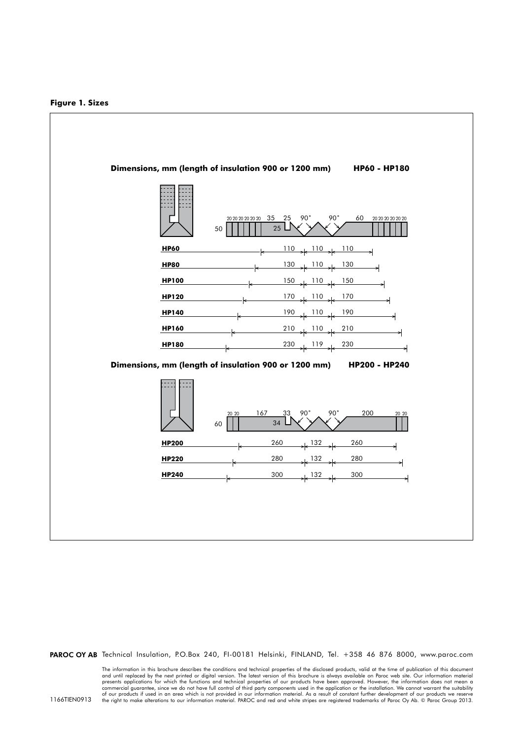**Figure 1. Sizes**

**Dimensions, mm (length of insulation 900 or 1200 mm)** **HP60 - HP180**

| | | | |
|---|---|---|---|
| **HP60** | 110 | 110 | 110 |
| **HP80** | 130 | 110 | 130 |
| **HP100** | 150 | 110 | 150 |
| **HP120** | 170 | 110 | 170 |
| **HP140** | 190 | 110 | 190 |
| **HP160** | 210 | 110 | 210 |
| **HP180** | 230 | 119 | 230 |

**Dimensions, mm (length of insulation 900 or 1200 mm)** **HP200 - HP240**

| | | | |
|---|---|---|---|
| **HP200** | 260 | 132 | 260 |
| **HP220** | 280 | 132 | 280 |
| **HP240** | 300 | 132 | 300 |

**PAROC OY AB** Technical Insulation, P.O.Box 240, FI-00181 Helsinki, FINLAND, Tel. +358 46 876 8000, www.paroc.com

The information in this brochure describes the conditions and technical properties of the disclosed products, valid at the time of publication of this document and until replaced by the next printed or digital version. The latest version of this brochure is always available on Paroc web site. Our information material presents applications for which the functions and technical properties of our products have been approved. However, the information does not mean a commercial guarantee, since we do not have full control of third party components used in the application or the installation. We cannot warrant the suitability of our products if used in an area which is not provided in our information material. As a result of constant further development of our products we reserve the right to make alterations to our information material. PAROC and red and white stripes are registered trademarks of Paroc Oy Ab. © Paroc Group 2013.

1166TIEN0913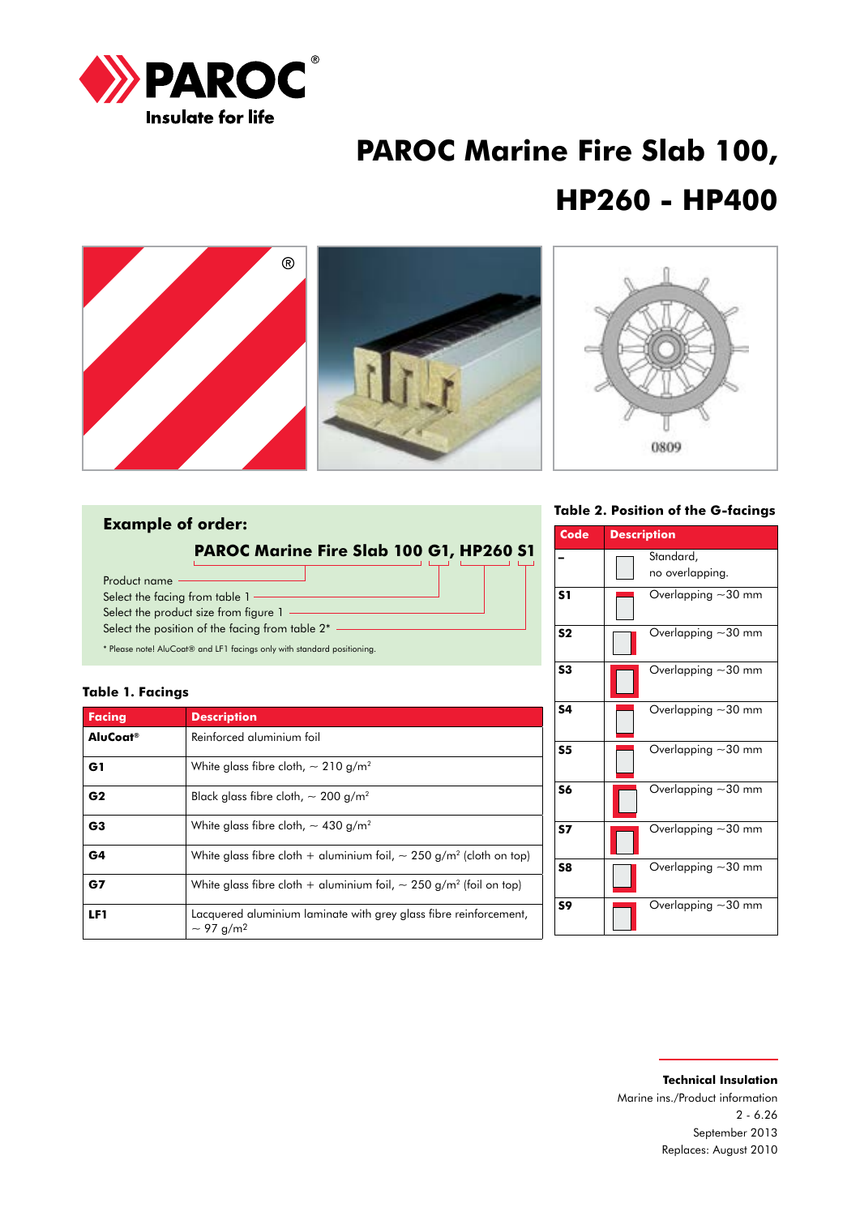# PAROC Marine Fire Slab 100, HP260 - HP400

## Example of order:

**PAROC Marine Fire Slab 100 G1, HP260 S1**

- Product name
- Select the facing from table 1
- Select the product size from figure 1
- Select the position of the facing from table 2*

\* Please note! AluCoat® and LF1 facings only with standard positioning.

### Table 1. Facings

| Facing | Description |
|---|---|
| **AluCoat®** | Reinforced aluminium foil |
| **G1** | White glass fibre cloth, ~ 210 g/m² |
| **G2** | Black glass fibre cloth, ~ 200 g/m² |
| **G3** | White glass fibre cloth, ~ 430 g/m² |
| **G4** | White glass fibre cloth + aluminium foil, ~ 250 g/m² (cloth on top) |
| **G7** | White glass fibre cloth + aluminium foil, ~ 250 g/m² (foil on top) |
| **LF1** | Lacquered aluminium laminate with grey glass fibre reinforcement, ~ 97 g/m² |

### Table 2. Position of the G-facings

| Code | Description |
|---|---|
| **–** | Standard, no overlapping. |
| **S1** | Overlapping ~30 mm |
| **S2** | Overlapping ~30 mm |
| **S3** | Overlapping ~30 mm |
| **S4** | Overlapping ~30 mm |
| **S5** | Overlapping ~30 mm |
| **S6** | Overlapping ~30 mm |
| **S7** | Overlapping ~30 mm |
| **S8** | Overlapping ~30 mm |
| **S9** | Overlapping ~30 mm |

**Technical Insulation**
Marine ins./Product information
2 - 6.26
September 2013
Replaces: August 2010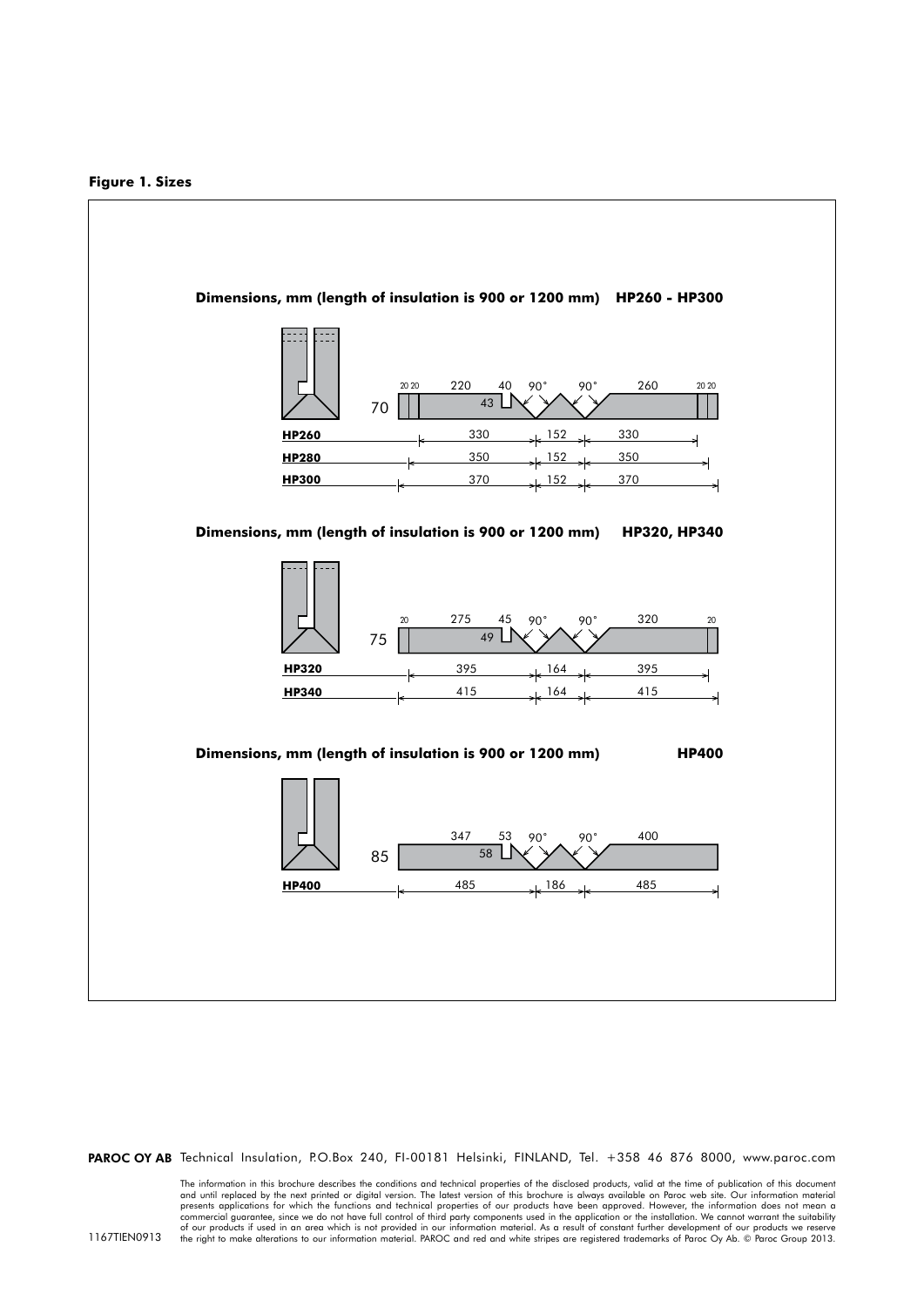**Figure 1. Sizes**

**Dimensions, mm (length of insulation is 900 or 1200 mm) HP260 - HP300**

20 20 220 40 90° 90° 260 20 20

70 43

| Type | | | |
|---|---|---|---|
| **HP260** | 330 | 152 | 330 |
| **HP280** | 350 | 152 | 350 |
| **HP300** | 370 | 152 | 370 |

**Dimensions, mm (length of insulation is 900 or 1200 mm) HP320, HP340**

20 275 45 90° 90° 320 20

75 49

| Type | | | |
|---|---|---|---|
| **HP320** | 395 | 164 | 395 |
| **HP340** | 415 | 164 | 415 |

**Dimensions, mm (length of insulation is 900 or 1200 mm) HP400**

347 53 90° 90° 400

85 58

| Type | | | |
|---|---|---|---|
| **HP400** | 485 | 186 | 485 |

**PAROC OY AB** Technical Insulation, P.O.Box 240, FI-00181 Helsinki, FINLAND, Tel. +358 46 876 8000, www.paroc.com

The information in this brochure describes the conditions and technical properties of the disclosed products, valid at the time of publication of this document and until replaced by the next printed or digital version. The latest version of this brochure is always available on Paroc web site. Our information material presents applications for which the functions and technical properties of our products have been approved. However, the information does not mean a commercial guarantee, since we do not have full control of third party components used in the application or the installation. We cannot warrant the suitability of our products if used in an area which is not provided in our information material. As a result of constant further development of our products we reserve the right to make alterations to our information material. PAROC and red and white stripes are registered trademarks of Paroc Oy Ab. © Paroc Group 2013.

1167TIEN0913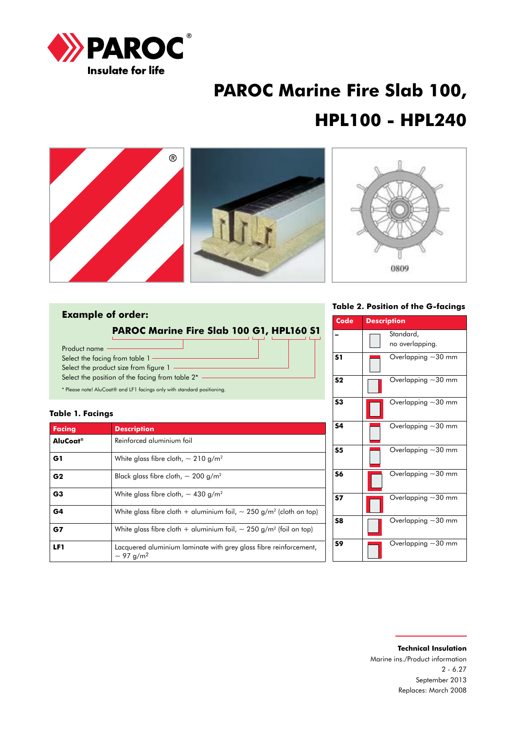# PAROC Marine Fire Slab 100, HPL100 - HPL240

## Example of order:

**PAROC Marine Fire Slab 100 G1, HPL160 S1**

Product name

Select the facing from table 1

Select the product size from figure 1

Select the position of the facing from table 2*

* Please note! AluCoat® and LF1 facings only with standard positioning.

### Table 1. Facings

| Facing | Description |
|---|---|
| **AluCoat®** | Reinforced aluminium foil |
| **G1** | White glass fibre cloth, ~ 210 g/m² |
| **G2** | Black glass fibre cloth, ~ 200 g/m² |
| **G3** | White glass fibre cloth, ~ 430 g/m² |
| **G4** | White glass fibre cloth + aluminium foil, ~ 250 g/m² (cloth on top) |
| **G7** | White glass fibre cloth + aluminium foil, ~ 250 g/m² (foil on top) |
| **LF1** | Lacquered aluminium laminate with grey glass fibre reinforcement, ~ 97 g/m² |

### Table 2. Position of the G-facings

| Code | Description |
|---|---|
| **–** | Standard, no overlapping. |
| **S1** | Overlapping ~30 mm |
| **S2** | Overlapping ~30 mm |
| **S3** | Overlapping ~30 mm |
| **S4** | Overlapping ~30 mm |
| **S5** | Overlapping ~30 mm |
| **S6** | Overlapping ~30 mm |
| **S7** | Overlapping ~30 mm |
| **S8** | Overlapping ~30 mm |
| **S9** | Overlapping ~30 mm |

**Technical Insulation**
Marine ins./Product information
2 - 6.27
September 2013
Replaces: March 2008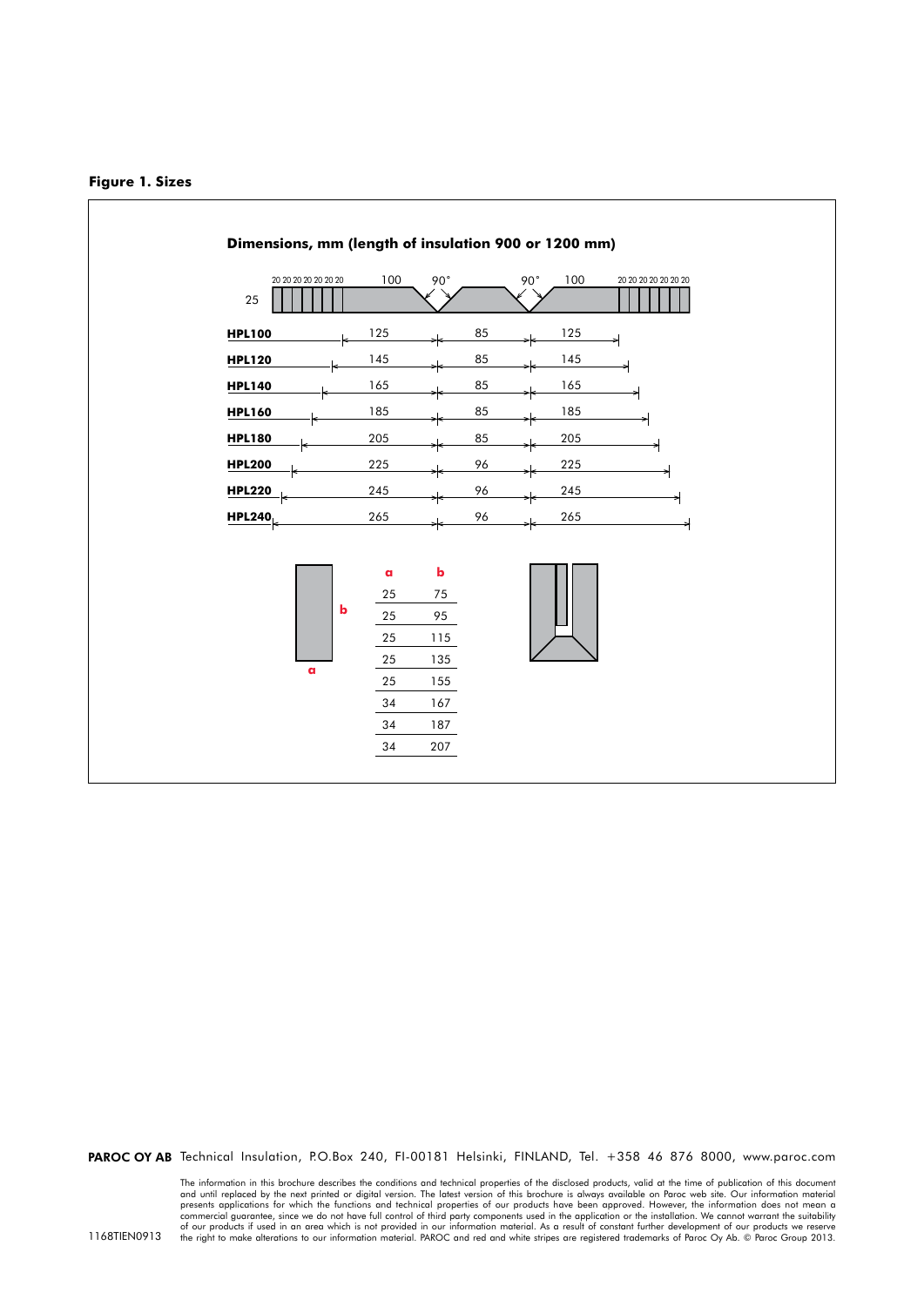**Figure 1. Sizes**

**Dimensions, mm (length of insulation 900 or 1200 mm)**

| | | | |
|---|---|---|---|
| **HPL100** | 125 | 85 | 125 |
| **HPL120** | 145 | 85 | 145 |
| **HPL140** | 165 | 85 | 165 |
| **HPL160** | 185 | 85 | 185 |
| **HPL180** | 205 | 85 | 205 |
| **HPL200** | 225 | 96 | 225 |
| **HPL220** | 245 | 96 | 245 |
| **HPL240** | 265 | 96 | 265 |

| a | b |
|---|---|
| 25 | 75 |
| 25 | 95 |
| 25 | 115 |
| 25 | 135 |
| 25 | 155 |
| 34 | 167 |
| 34 | 187 |
| 34 | 207 |

**PAROC OY AB** Technical Insulation, P.O.Box 240, FI-00181 Helsinki, FINLAND, Tel. +358 46 876 8000, www.paroc.com

The information in this brochure describes the conditions and technical properties of the disclosed products, valid at the time of publication of this document and until replaced by the next printed or digital version. The latest version of this brochure is always available on Paroc web site. Our information material presents applications for which the functions and technical properties of our products have been approved. However, the information does not mean a commercial guarantee, since we do not have full control of third party components used in the application or the installation. We cannot warrant the suitability of our products if used in an area which is not provided in our information material. As a result of constant further development of our products we reserve the right to make alterations to our information material. PAROC and red and white stripes are registered trademarks of Paroc Oy Ab. © Paroc Group 2013.

1168TIEN0913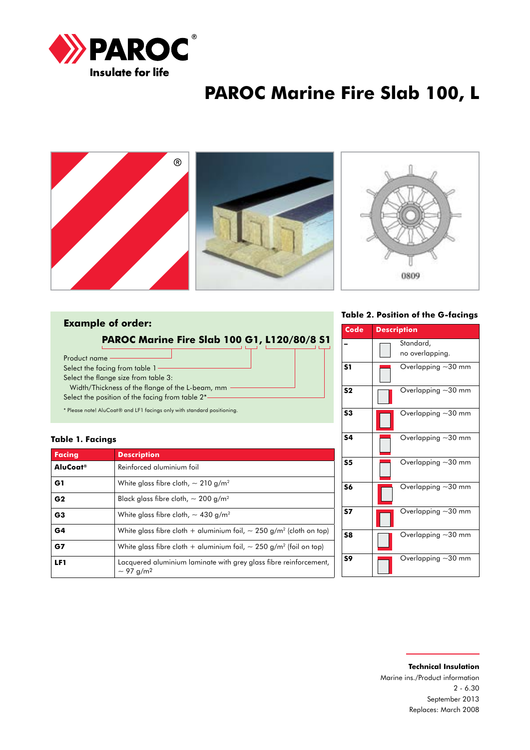# PAROC Marine Fire Slab 100, L

## Example of order:

**PAROC Marine Fire Slab 100 G1, L120/80/8 S1**

Product name

Select the facing from table 1

Select the flange size from table 3:

Width/Thickness of the flange of the L-beam, mm

Select the position of the facing from table 2*

* Please note! AluCoat® and LF1 facings only with standard positioning.

### Table 1. Facings

| Facing | Description |
|---|---|
| AluCoat® | Reinforced aluminium foil |
| G1 | White glass fibre cloth, ~ 210 g/m² |
| G2 | Black glass fibre cloth, ~ 200 g/m² |
| G3 | White glass fibre cloth, ~ 430 g/m² |
| G4 | White glass fibre cloth + aluminium foil, ~ 250 g/m² (cloth on top) |
| G7 | White glass fibre cloth + aluminium foil, ~ 250 g/m² (foil on top) |
| LF1 | Lacquered aluminium laminate with grey glass fibre reinforcement, ~ 97 g/m² |

### Table 2. Position of the G-facings

| Code | Description |
|---|---|
| – | Standard, no overlapping. |
| S1 | Overlapping ~30 mm |
| S2 | Overlapping ~30 mm |
| S3 | Overlapping ~30 mm |
| S4 | Overlapping ~30 mm |
| S5 | Overlapping ~30 mm |
| S6 | Overlapping ~30 mm |
| S7 | Overlapping ~30 mm |
| S8 | Overlapping ~30 mm |
| S9 | Overlapping ~30 mm |

**Technical Insulation**
Marine ins./Product information
2 - 6.30
September 2013
Replaces: March 2008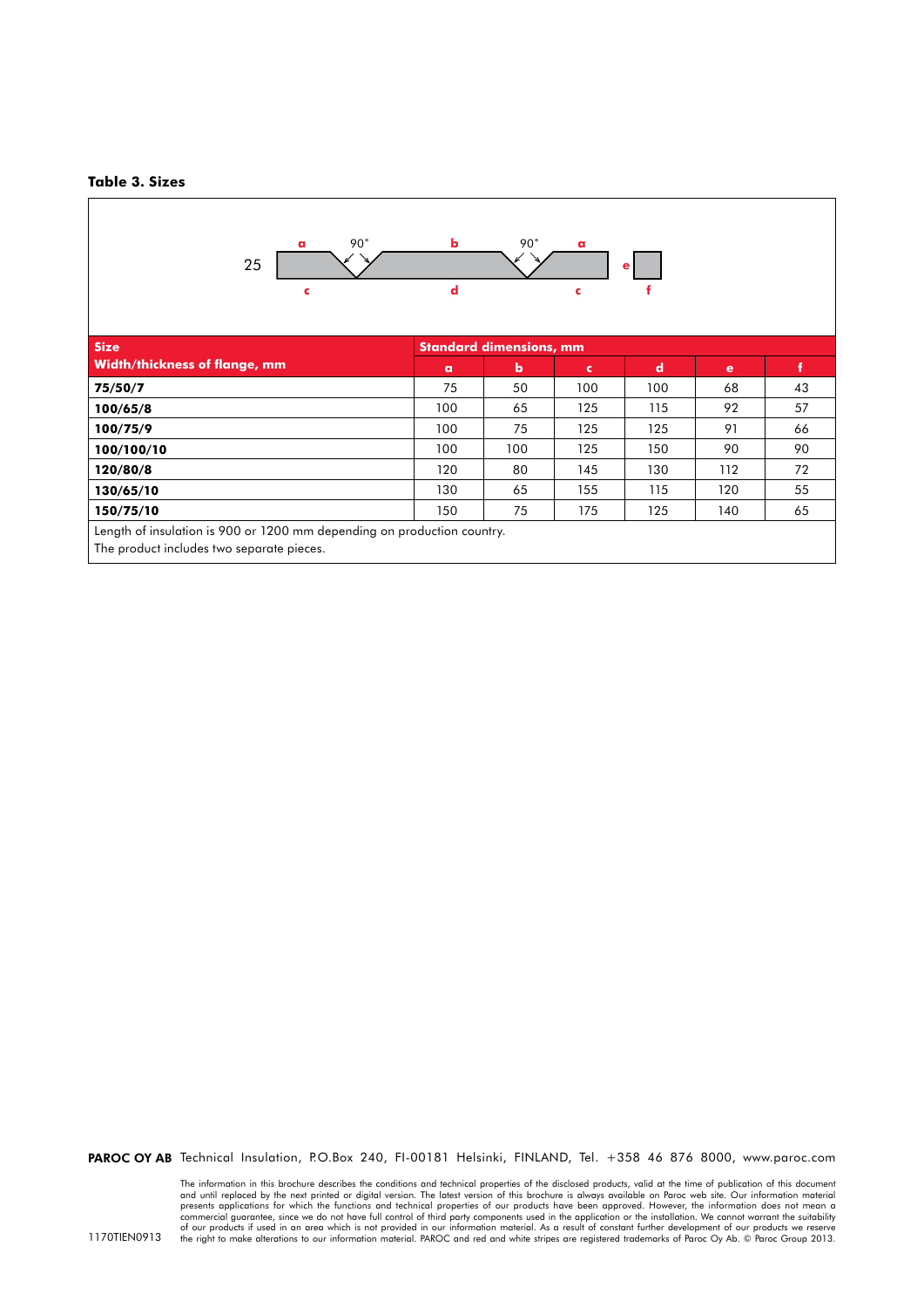**Table 3. Sizes**

| Size<br>Width/thickness of flange, mm | Standard dimensions, mm | | | | | |
|---|---|---|---|---|---|---|
| | a | b | c | d | e | f |
| **75/50/7** | 75 | 50 | 100 | 100 | 68 | 43 |
| **100/65/8** | 100 | 65 | 125 | 115 | 92 | 57 |
| **100/75/9** | 100 | 75 | 125 | 125 | 91 | 66 |
| **100/100/10** | 100 | 100 | 125 | 150 | 90 | 90 |
| **120/80/8** | 120 | 80 | 145 | 130 | 112 | 72 |
| **130/65/10** | 130 | 65 | 155 | 115 | 120 | 55 |
| **150/75/10** | 150 | 75 | 175 | 125 | 140 | 65 |

Length of insulation is 900 or 1200 mm depending on production country.
The product includes two separate pieces.

**PAROC OY AB** Technical Insulation, P.O.Box 240, FI-00181 Helsinki, FINLAND, Tel. +358 46 876 8000, www.paroc.com

The information in this brochure describes the conditions and technical properties of the disclosed products, valid at the time of publication of this document and until replaced by the next printed or digital version. The latest version of this brochure is always available on Paroc web site. Our information material presents applications for which the functions and technical properties of our products have been approved. However, the information does not mean a commercial guarantee, since we do not have full control of third party components used in the application or the installation. We cannot warrant the suitability of our products if used in an area which is not provided in our information material. As a result of constant further development of our products we reserve the right to make alterations to our information material. PAROC and red and white stripes are registered trademarks of Paroc Oy Ab. © Paroc Group 2013.

1170TIEN0913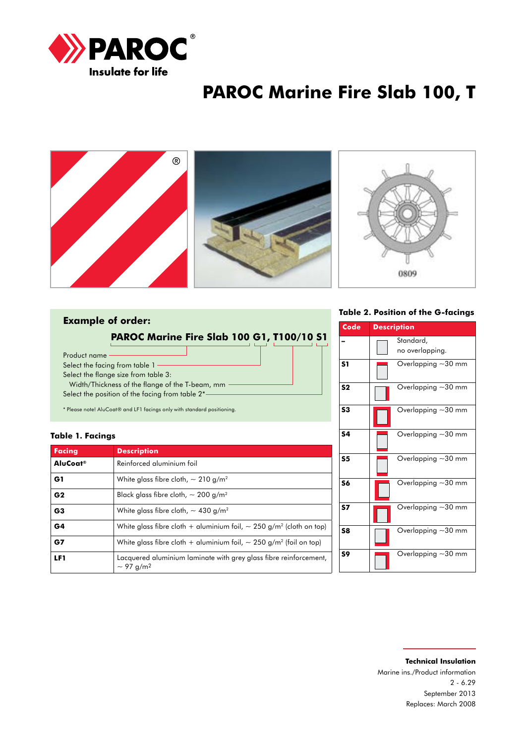# PAROC Marine Fire Slab 100, T

0809

## Example of order:

**PAROC Marine Fire Slab 100 G1, T100/10 S1**

Product name
Select the facing from table 1
Select the flange size from table 3:
Width/Thickness of the flange of the T-beam, mm
Select the position of the facing from table 2*

* Please note! AluCoat® and LF1 facings only with standard positioning.

### Table 1. Facings

| Facing | Description |
|---|---|
| **AluCoat®** | Reinforced aluminium foil |
| **G1** | White glass fibre cloth, ~ 210 g/m² |
| **G2** | Black glass fibre cloth, ~ 200 g/m² |
| **G3** | White glass fibre cloth, ~ 430 g/m² |
| **G4** | White glass fibre cloth + aluminium foil, ~ 250 g/m² (cloth on top) |
| **G7** | White glass fibre cloth + aluminium foil, ~ 250 g/m² (foil on top) |
| **LF1** | Lacquered aluminium laminate with grey glass fibre reinforcement, ~ 97 g/m² |

### Table 2. Position of the G-facings

| Code | Description |
|---|---|
| **–** | Standard, no overlapping. |
| **S1** | Overlapping ~30 mm |
| **S2** | Overlapping ~30 mm |
| **S3** | Overlapping ~30 mm |
| **S4** | Overlapping ~30 mm |
| **S5** | Overlapping ~30 mm |
| **S6** | Overlapping ~30 mm |
| **S7** | Overlapping ~30 mm |
| **S8** | Overlapping ~30 mm |
| **S9** | Overlapping ~30 mm |

**Technical Insulation**
Marine ins./Product information
2 - 6.29
September 2013
Replaces: March 2008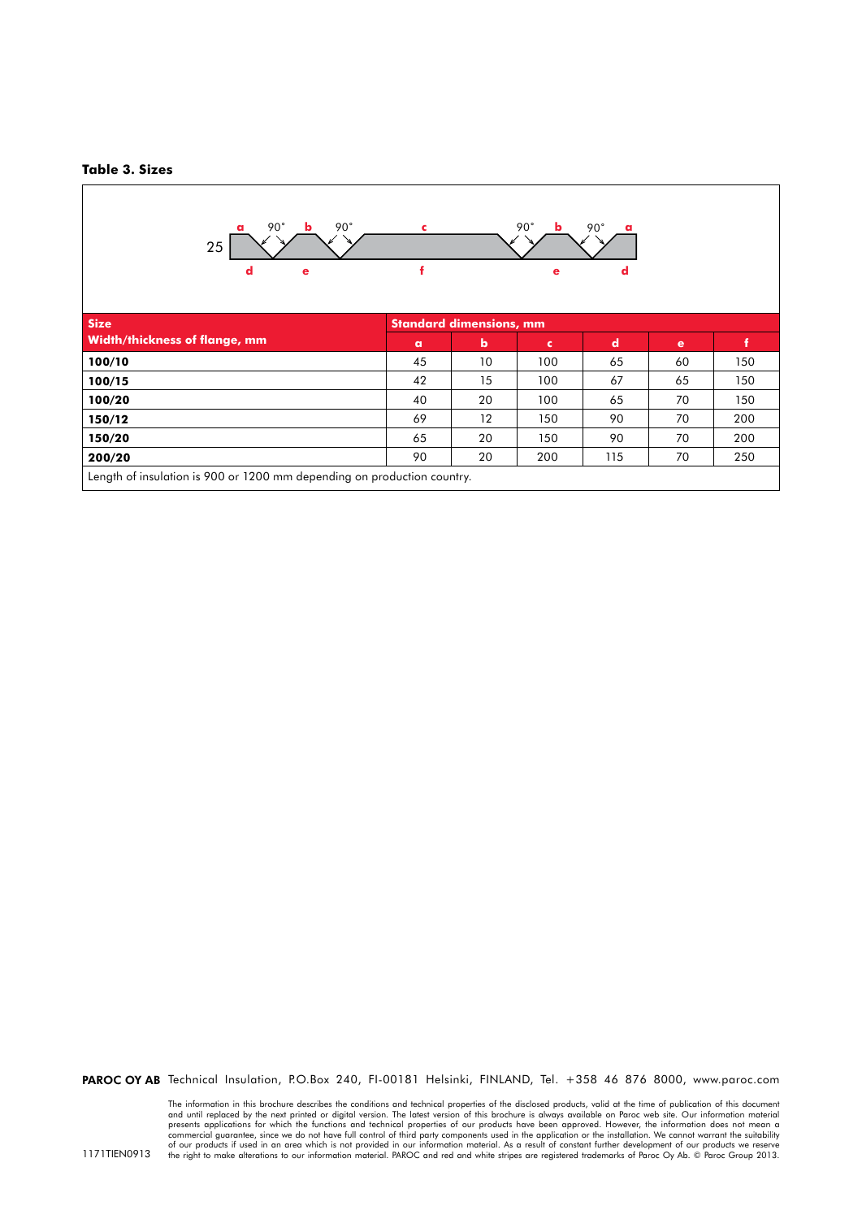**Table 3. Sizes**

| Size<br>Width/thickness of flange, mm | Standard dimensions, mm | | | | | |
|---|---|---|---|---|---|---|
| | a | b | c | d | e | f |
| **100/10** | 45 | 10 | 100 | 65 | 60 | 150 |
| **100/15** | 42 | 15 | 100 | 67 | 65 | 150 |
| **100/20** | 40 | 20 | 100 | 65 | 70 | 150 |
| **150/12** | 69 | 12 | 150 | 90 | 70 | 200 |
| **150/20** | 65 | 20 | 150 | 90 | 70 | 200 |
| **200/20** | 90 | 20 | 200 | 115 | 70 | 250 |

Length of insulation is 900 or 1200 mm depending on production country.

**PAROC OY AB** Technical Insulation, P.O.Box 240, FI-00181 Helsinki, FINLAND, Tel. +358 46 876 8000, www.paroc.com

The information in this brochure describes the conditions and technical properties of the disclosed products, valid at the time of publication of this document and until replaced by the next printed or digital version. The latest version of this brochure is always available on Paroc web site. Our information material presents applications for which the functions and technical properties of our products have been approved. However, the information does not mean a commercial guarantee, since we do not have full control of third party components used in the application or the installation. We cannot warrant the suitability of our products if used in an area which is not provided in our information material. As a result of constant further development of our products we reserve the right to make alterations to our information material. PAROC and red and white stripes are registered trademarks of Paroc Oy Ab. © Paroc Group 2013.

1171TIEN0913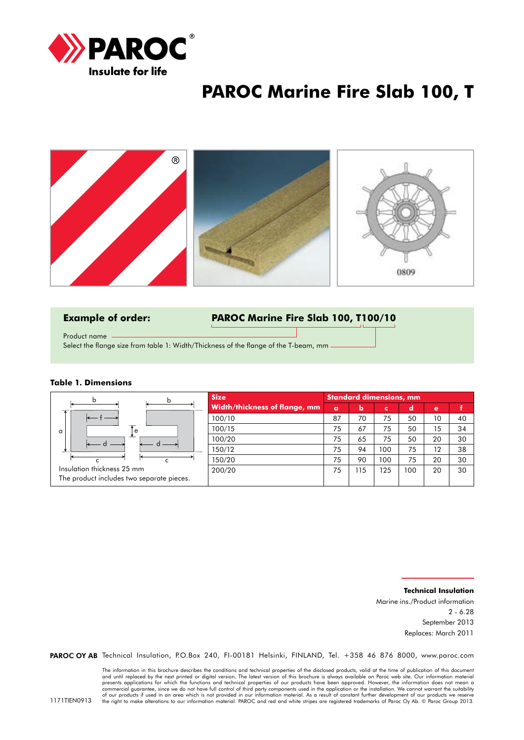PAROC
Insulate for life

# PAROC Marine Fire Slab 100, T

0809

**Example of order:** **PAROC Marine Fire Slab 100, T100/10**

Product name

Select the flange size from table 1: Width/Thickness of the flange of the T-beam, mm

### Table 1. Dimensions

b b f e a d d c c

Insulation thickness 25 mm

The product includes two separate pieces.

| Size | Standard dimensions, mm | | | | | |
|---|---|---|---|---|---|---|
| Width/thickness of flange, mm | a | b | c | d | e | f |
| 100/10 | 87 | 70 | 75 | 50 | 10 | 40 |
| 100/15 | 75 | 67 | 75 | 50 | 15 | 34 |
| 100/20 | 75 | 65 | 75 | 50 | 20 | 30 |
| 150/12 | 75 | 94 | 100 | 75 | 12 | 38 |
| 150/20 | 75 | 90 | 100 | 75 | 20 | 30 |
| 200/20 | 75 | 115 | 125 | 100 | 20 | 30 |

**Technical Insulation**
Marine ins./Product information
2 - 6.28
September 2013
Replaces: March 2011

**PAROC OY AB** Technical Insulation, P.O.Box 240, FI-00181 Helsinki, FINLAND, Tel. +358 46 876 8000, www.paroc.com

The information in this brochure describes the conditions and technical properties of the disclosed products, valid at the time of publication of this document and until replaced by the next printed or digital version. The latest version of this brochure is always available on Paroc web site. Our information material presents applications for which the functions and technical properties of our products have been approved. However, the information does not mean a commercial guarantee, since we do not have full control of third party components used in the application or the installation. We cannot warrant the suitability of our products if used in an area which is not provided in our information material. As a result of constant further development of our products we reserve the right to make alterations to our information material. PAROC and red and white stripes are registered trademarks of Paroc Oy Ab. © Paroc Group 2013.

1171TIEN0913